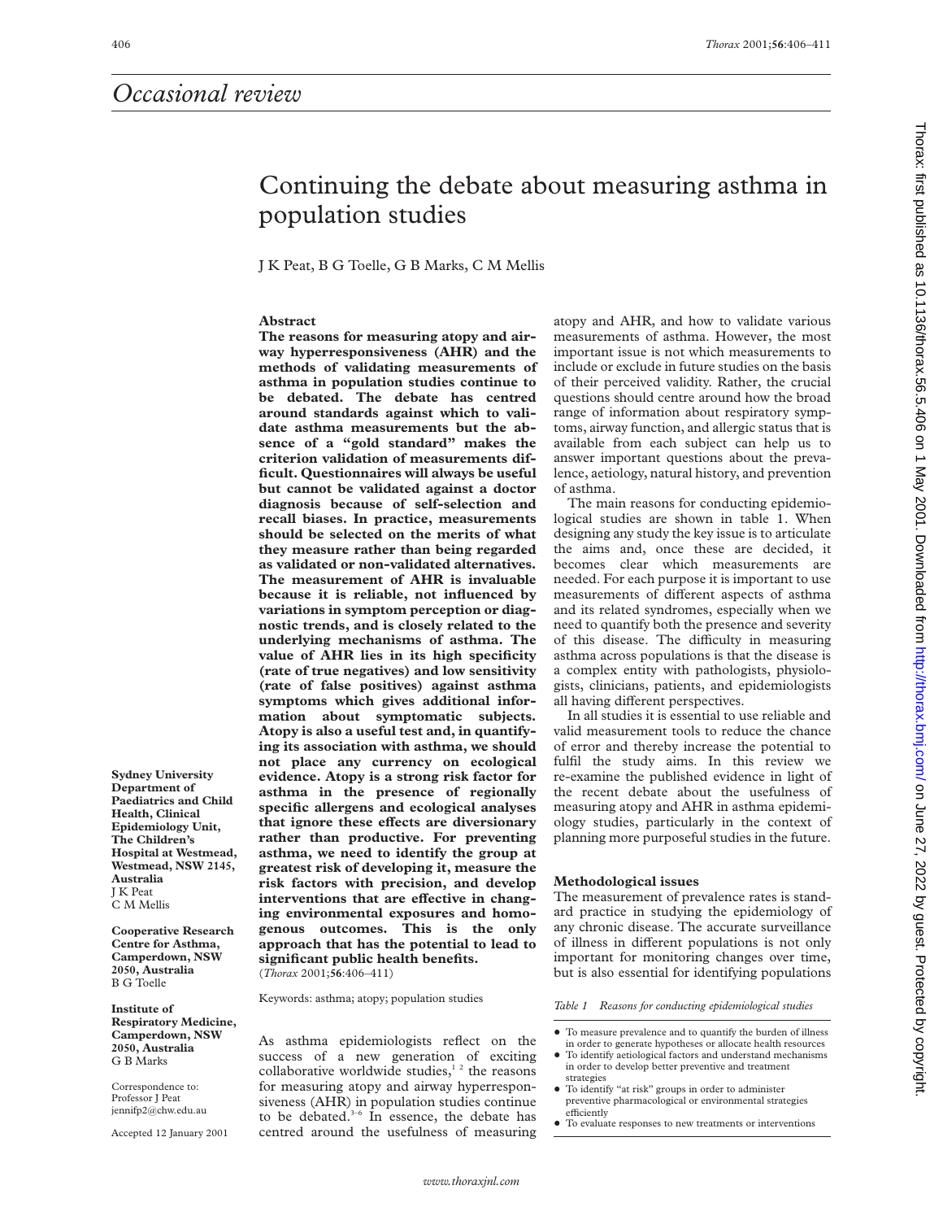# *Occasional review*

# Continuing the debate about measuring asthma in population studies

J K Peat, B G Toelle, G B Marks, C M Mellis

## Abstract

**The reasons for measuring atopy and airway hyperresponsiveness (AHR) and the methods of validating measurements of asthma in population studies continue to be debated. The debate has centred around standards against which to validate asthma measurements but the absence of a "gold standard" makes the criterion validation of measurements difficult. Questionnaires will always be useful but cannot be validated against a doctor diagnosis because of self-selection and recall biases. In practice, measurements should be selected on the merits of what they measure rather than being regarded as validated or non-validated alternatives. The measurement of AHR is invaluable because it is reliable, not influenced by variations in symptom perception or diagnostic trends, and is closely related to the underlying mechanisms of asthma. The value of AHR lies in its high specificity (rate of true negatives) and low sensitivity (rate of false positives) against asthma symptoms which gives additional information about symptomatic subjects. Atopy is also a useful test and, in quantifying its association with asthma, we should not place any currency on ecological evidence. Atopy is a strong risk factor for asthma in the presence of regionally specific allergens and ecological analyses that ignore these effects are diversionary rather than productive. For preventing asthma, we need to identify the group at greatest risk of developing it, measure the risk factors with precision, and develop interventions that are effective in changing environmental exposures and homogenous outcomes. This is the only approach that has the potential to lead to significant public health benefits.**

(*Thorax* 2001;**56**:406–411)

Keywords: asthma; atopy; population studies

**Sydney University Department of Paediatrics and Child Health, Clinical Epidemiology Unit, The Children's Hospital at Westmead, Westmead, NSW 2145, Australia**
J K Peat
C M Mellis

**Cooperative Research Centre for Asthma, Camperdown, NSW 2050, Australia**
B G Toelle

**Institute of Respiratory Medicine, Camperdown, NSW 2050, Australia**
G B Marks

Correspondence to: Professor J Peat jennifp2@chw.edu.au

Accepted 12 January 2001

As asthma epidemiologists reflect on the success of a new generation of exciting collaborative worldwide studies,[1 2] the reasons for measuring atopy and airway hyperresponsiveness (AHR) in population studies continue to be debated.[3–6] In essence, the debate has centred around the usefulness of measuring atopy and AHR, and how to validate various measurements of asthma. However, the most important issue is not which measurements to include or exclude in future studies on the basis of their perceived validity. Rather, the crucial questions should centre around how the broad range of information about respiratory symptoms, airway function, and allergic status that is available from each subject can help us to answer important questions about the prevalence, aetiology, natural history, and prevention of asthma.

The main reasons for conducting epidemiological studies are shown in table 1. When designing any study the key issue is to articulate the aims and, once these are decided, it becomes clear which measurements are needed. For each purpose it is important to use measurements of different aspects of asthma and its related syndromes, especially when we need to quantify both the presence and severity of this disease. The difficulty in measuring asthma across populations is that the disease is a complex entity with pathologists, physiologists, clinicians, patients, and epidemiologists all having different perspectives.

In all studies it is essential to use reliable and valid measurement tools to reduce the chance of error and thereby increase the potential to fulfil the study aims. In this review we re-examine the published evidence in light of the recent debate about the usefulness of measuring atopy and AHR in asthma epidemiology studies, particularly in the context of planning more purposeful studies in the future.

## Methodological issues

The measurement of prevalence rates is standard practice in studying the epidemiology of any chronic disease. The accurate surveillance of illness in different populations is not only important for monitoring changes over time, but is also essential for identifying populations

*Table 1 Reasons for conducting epidemiological studies*

- To measure prevalence and to quantify the burden of illness in order to generate hypotheses or allocate health resources
- To identify aetiological factors and understand mechanisms in order to develop better preventive and treatment strategies
- To identify "at risk" groups in order to administer preventive pharmacological or environmental strategies efficiently
- To evaluate responses to new treatments or interventions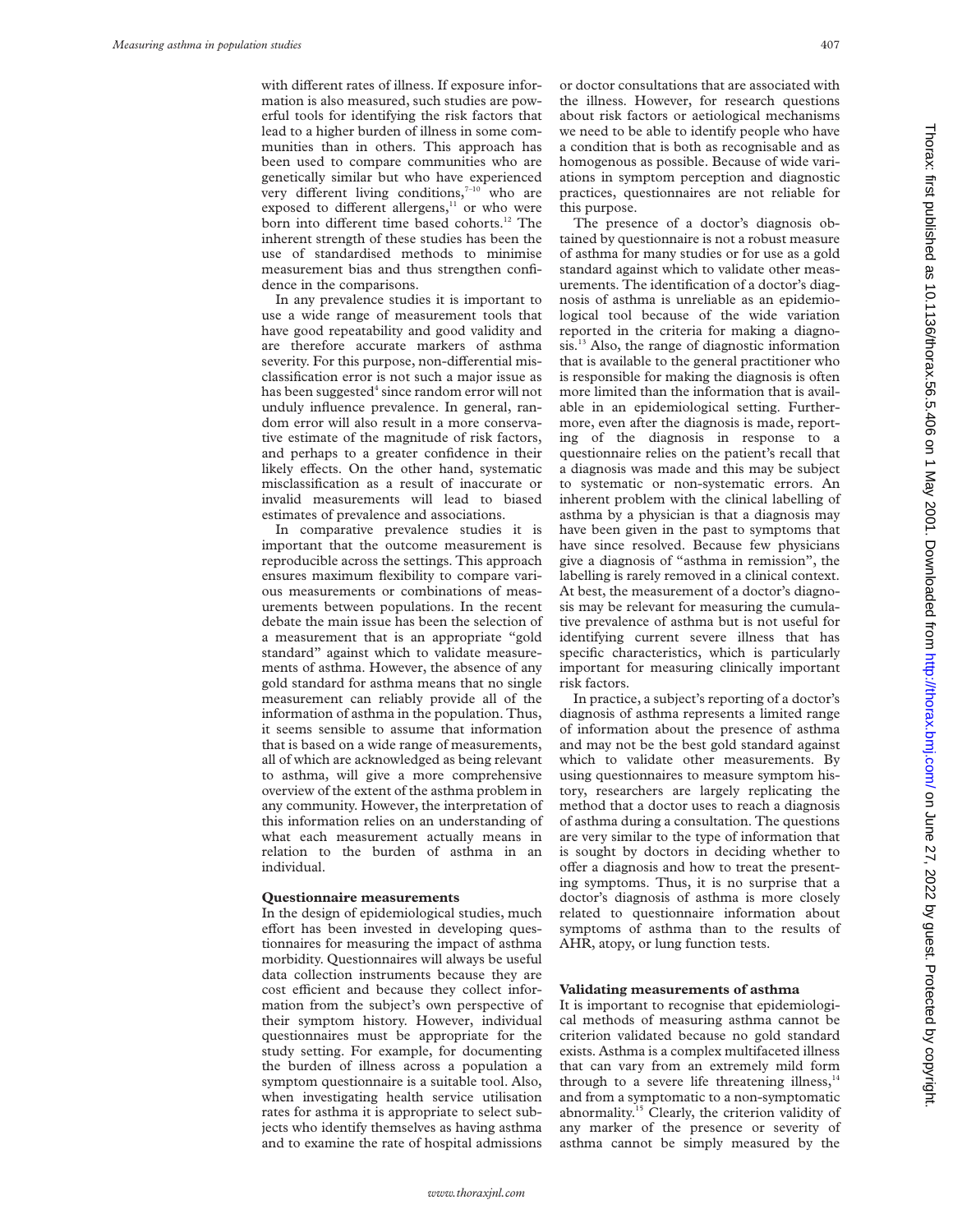with different rates of illness. If exposure information is also measured, such studies are powerful tools for identifying the risk factors that lead to a higher burden of illness in some communities than in others. This approach has been used to compare communities who are genetically similar but who have experienced very different living conditions,[7–10] who are exposed to different allergens,[11] or who were born into different time based cohorts.[12] The inherent strength of these studies has been the use of standardised methods to minimise measurement bias and thus strengthen confidence in the comparisons.

In any prevalence studies it is important to use a wide range of measurement tools that have good repeatability and good validity and are therefore accurate markers of asthma severity. For this purpose, non-differential misclassification error is not such a major issue as has been suggested[4] since random error will not unduly influence prevalence. In general, random error will also result in a more conservative estimate of the magnitude of risk factors, and perhaps to a greater confidence in their likely effects. On the other hand, systematic misclassification as a result of inaccurate or invalid measurements will lead to biased estimates of prevalence and associations.

In comparative prevalence studies it is important that the outcome measurement is reproducible across the settings. This approach ensures maximum flexibility to compare various measurements or combinations of measurements between populations. In the recent debate the main issue has been the selection of a measurement that is an appropriate "gold standard" against which to validate measurements of asthma. However, the absence of any gold standard for asthma means that no single measurement can reliably provide all of the information of asthma in the population. Thus, it seems sensible to assume that information that is based on a wide range of measurements, all of which are acknowledged as being relevant to asthma, will give a more comprehensive overview of the extent of the asthma problem in any community. However, the interpretation of this information relies on an understanding of what each measurement actually means in relation to the burden of asthma in an individual.

## Questionnaire measurements

In the design of epidemiological studies, much effort has been invested in developing questionnaires for measuring the impact of asthma morbidity. Questionnaires will always be useful data collection instruments because they are cost efficient and because they collect information from the subject's own perspective of their symptom history. However, individual questionnaires must be appropriate for the study setting. For example, for documenting the burden of illness across a population a symptom questionnaire is a suitable tool. Also, when investigating health service utilisation rates for asthma it is appropriate to select subjects who identify themselves as having asthma and to examine the rate of hospital admissions or doctor consultations that are associated with the illness. However, for research questions about risk factors or aetiological mechanisms we need to be able to identify people who have a condition that is both as recognisable and as homogenous as possible. Because of wide variations in symptom perception and diagnostic practices, questionnaires are not reliable for this purpose.

The presence of a doctor's diagnosis obtained by questionnaire is not a robust measure of asthma for many studies or for use as a gold standard against which to validate other measurements. The identification of a doctor's diagnosis of asthma is unreliable as an epidemiological tool because of the wide variation reported in the criteria for making a diagnosis.[13] Also, the range of diagnostic information that is available to the general practitioner who is responsible for making the diagnosis is often more limited than the information that is available in an epidemiological setting. Furthermore, even after the diagnosis is made, reporting of the diagnosis in response to a questionnaire relies on the patient's recall that a diagnosis was made and this may be subject to systematic or non-systematic errors. An inherent problem with the clinical labelling of asthma by a physician is that a diagnosis may have been given in the past to symptoms that have since resolved. Because few physicians give a diagnosis of "asthma in remission", the labelling is rarely removed in a clinical context. At best, the measurement of a doctor's diagnosis may be relevant for measuring the cumulative prevalence of asthma but is not useful for identifying current severe illness that has specific characteristics, which is particularly important for measuring clinically important risk factors.

In practice, a subject's reporting of a doctor's diagnosis of asthma represents a limited range of information about the presence of asthma and may not be the best gold standard against which to validate other measurements. By using questionnaires to measure symptom history, researchers are largely replicating the method that a doctor uses to reach a diagnosis of asthma during a consultation. The questions are very similar to the type of information that is sought by doctors in deciding whether to offer a diagnosis and how to treat the presenting symptoms. Thus, it is no surprise that a doctor's diagnosis of asthma is more closely related to questionnaire information about symptoms of asthma than to the results of AHR, atopy, or lung function tests.

## Validating measurements of asthma

It is important to recognise that epidemiological methods of measuring asthma cannot be criterion validated because no gold standard exists. Asthma is a complex multifaceted illness that can vary from an extremely mild form through to a severe life threatening illness,[14] and from a symptomatic to a non-symptomatic abnormality.[15] Clearly, the criterion validity of any marker of the presence or severity of asthma cannot be simply measured by the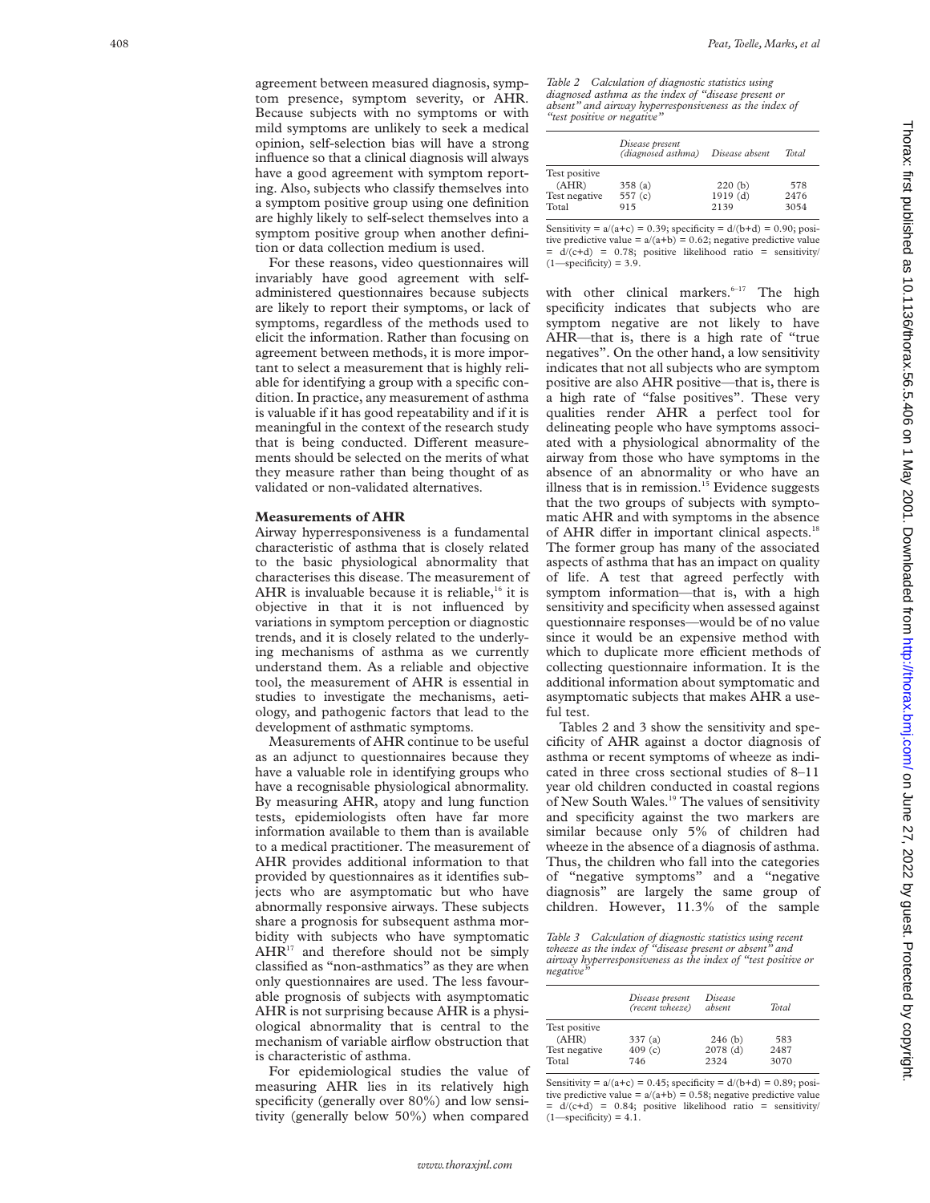agreement between measured diagnosis, symptom presence, symptom severity, or AHR. Because subjects with no symptoms or with mild symptoms are unlikely to seek a medical opinion, self-selection bias will have a strong influence so that a clinical diagnosis will always have a good agreement with symptom reporting. Also, subjects who classify themselves into a symptom positive group using one definition are highly likely to self-select themselves into a symptom positive group when another definition or data collection medium is used.

For these reasons, video questionnaires will invariably have good agreement with self-administered questionnaires because subjects are likely to report their symptoms, or lack of symptoms, regardless of the methods used to elicit the information. Rather than focusing on agreement between methods, it is more important to select a measurement that is highly reliable for identifying a group with a specific condition. In practice, any measurement of asthma is valuable if it has good repeatability and if it is meaningful in the context of the research study that is being conducted. Different measurements should be selected on the merits of what they measure rather than being thought of as validated or non-validated alternatives.

### Measurements of AHR

Airway hyperresponsiveness is a fundamental characteristic of asthma that is closely related to the basic physiological abnormality that characterises this disease. The measurement of AHR is invaluable because it is reliable,[16] it is objective in that it is not influenced by variations in symptom perception or diagnostic trends, and it is closely related to the underlying mechanisms of asthma as we currently understand them. As a reliable and objective tool, the measurement of AHR is essential in studies to investigate the mechanisms, aetiology, and pathogenic factors that lead to the development of asthmatic symptoms.

Measurements of AHR continue to be useful as an adjunct to questionnaires because they have a valuable role in identifying groups who have a recognisable physiological abnormality. By measuring AHR, atopy and lung function tests, epidemiologists often have far more information available to them than is available to a medical practitioner. The measurement of AHR provides additional information to that provided by questionnaires as it identifies subjects who are asymptomatic but who have abnormally responsive airways. These subjects share a prognosis for subsequent asthma morbidity with subjects who have symptomatic AHR[17] and therefore should not be simply classified as "non-asthmatics" as they are when only questionnaires are used. The less favourable prognosis of subjects with asymptomatic AHR is not surprising because AHR is a physiological abnormality that is central to the mechanism of variable airflow obstruction that is characteristic of asthma.

For epidemiological studies the value of measuring AHR lies in its relatively high specificity (generally over 80%) and low sensitivity (generally below 50%) when compared with other clinical markers.[6–17] The high specificity indicates that subjects who are symptom negative are not likely to have AHR—that is, there is a high rate of "true negatives". On the other hand, a low sensitivity indicates that not all subjects who are symptom positive are also AHR positive—that is, there is a high rate of "false positives". These very qualities render AHR a perfect tool for delineating people who have symptoms associated with a physiological abnormality of the airway from those who have symptoms in the absence of an abnormality or who have an illness that is in remission.[15] Evidence suggests that the two groups of subjects with symptomatic AHR and with symptoms in the absence of AHR differ in important clinical aspects.[18] The former group has many of the associated aspects of asthma that has an impact on quality of life. A test that agreed perfectly with symptom information—that is, with a high sensitivity and specificity when assessed against questionnaire responses—would be of no value since it would be an expensive method with which to duplicate more efficient methods of collecting questionnaire information. It is the additional information about symptomatic and asymptomatic subjects that makes AHR a useful test.

Tables 2 and 3 show the sensitivity and specificity of AHR against a doctor diagnosis of asthma or recent symptoms of wheeze as indicated in three cross sectional studies of 8–11 year old children conducted in coastal regions of New South Wales.[19] The values of sensitivity and specificity against the two markers are similar because only 5% of children had wheeze in the absence of a diagnosis of asthma. Thus, the children who fall into the categories of "negative symptoms" and a "negative diagnosis" are largely the same group of children. However, 11.3% of the sample

*Table 2 Calculation of diagnostic statistics using diagnosed asthma as the index of "disease present or absent" and airway hyperresponsiveness as the index of "test positive or negative"*

| | Disease present (diagnosed asthma) | Disease absent | Total |
|---|---|---|---|
| Test positive (AHR) | 358 (a) | 220 (b) | 578 |
| Test negative | 557 (c) | 1919 (d) | 2476 |
| Total | 915 | 2139 | 3054 |

Sensitivity = a/(a+c) = 0.39; specificity = d/(b+d) = 0.90; positive predictive value = a/(a+b) = 0.62; negative predictive value = d/(c+d) = 0.78; positive likelihood ratio = sensitivity/(1—specificity) = 3.9.

*Table 3 Calculation of diagnostic statistics using recent wheeze as the index of "disease present or absent" and airway hyperresponsiveness as the index of "test positive or negative"*

| | Disease present (recent wheeze) | Disease absent | Total |
|---|---|---|---|
| Test positive (AHR) | 337 (a) | 246 (b) | 583 |
| Test negative | 409 (c) | 2078 (d) | 2487 |
| Total | 746 | 2324 | 3070 |

Sensitivity = a/(a+c) = 0.45; specificity = d/(b+d) = 0.89; positive predictive value = a/(a+b) = 0.58; negative predictive value = d/(c+d) = 0.84; positive likelihood ratio = sensitivity/(1—specificity) = 4.1.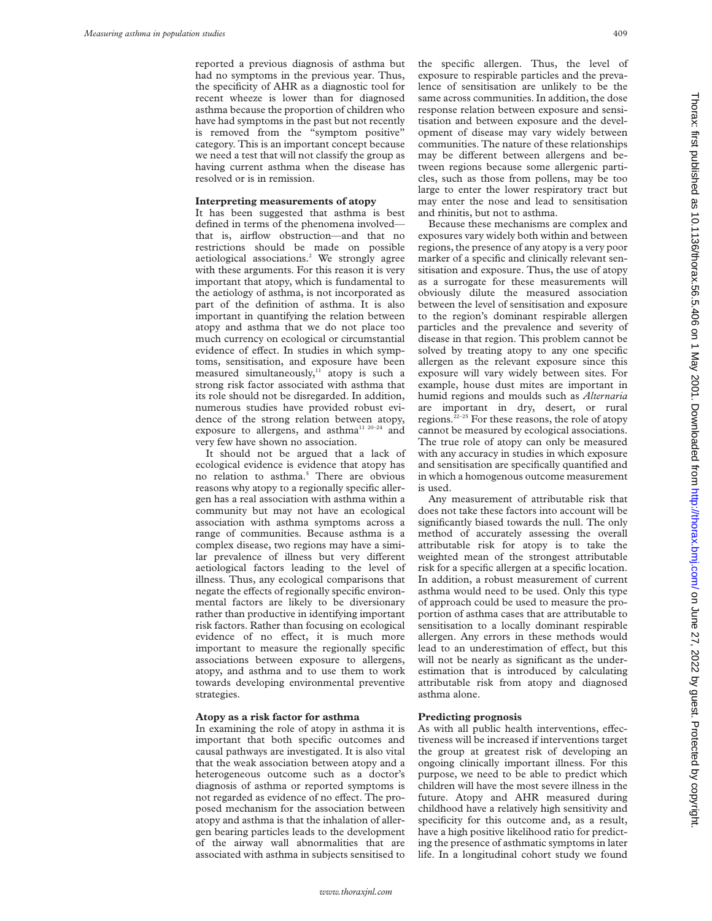reported a previous diagnosis of asthma but had no symptoms in the previous year. Thus, the specificity of AHR as a diagnostic tool for recent wheeze is lower than for diagnosed asthma because the proportion of children who have had symptoms in the past but not recently is removed from the "symptom positive" category. This is an important concept because we need a test that will not classify the group as having current asthma when the disease has resolved or is in remission.

### Interpreting measurements of atopy

It has been suggested that asthma is best defined in terms of the phenomena involved—that is, airflow obstruction—and that no restrictions should be made on possible aetiological associations.[2] We strongly agree with these arguments. For this reason it is very important that atopy, which is fundamental to the aetiology of asthma, is not incorporated as part of the definition of asthma. It is also important in quantifying the relation between atopy and asthma that we do not place too much currency on ecological or circumstantial evidence of effect. In studies in which symptoms, sensitisation, and exposure have been measured simultaneously,[11] atopy is such a strong risk factor associated with asthma that its role should not be disregarded. In addition, numerous studies have provided robust evidence of the strong relation between atopy, exposure to allergens, and asthma[11 20–24] and very few have shown no association.

It should not be argued that a lack of ecological evidence is evidence that atopy has no relation to asthma.[5] There are obvious reasons why atopy to a regionally specific allergen has a real association with asthma within a community but may not have an ecological association with asthma symptoms across a range of communities. Because asthma is a complex disease, two regions may have a similar prevalence of illness but very different aetiological factors leading to the level of illness. Thus, any ecological comparisons that negate the effects of regionally specific environmental factors are likely to be diversionary rather than productive in identifying important risk factors. Rather than focusing on ecological evidence of no effect, it is much more important to measure the regionally specific associations between exposure to allergens, atopy, and asthma and to use them to work towards developing environmental preventive strategies.

### Atopy as a risk factor for asthma

In examining the role of atopy in asthma it is important that both specific outcomes and causal pathways are investigated. It is also vital that the weak association between atopy and a heterogeneous outcome such as a doctor's diagnosis of asthma or reported symptoms is not regarded as evidence of no effect. The proposed mechanism for the association between atopy and asthma is that the inhalation of allergen bearing particles leads to the development of the airway wall abnormalities that are associated with asthma in subjects sensitised to the specific allergen. Thus, the level of exposure to respirable particles and the prevalence of sensitisation are unlikely to be the same across communities. In addition, the dose response relation between exposure and sensitisation and between exposure and the development of disease may vary widely between communities. The nature of these relationships may be different between allergens and between regions because some allergenic particles, such as those from pollens, may be too large to enter the lower respiratory tract but may enter the nose and lead to sensitisation and rhinitis, but not to asthma.

Because these mechanisms are complex and exposures vary widely both within and between regions, the presence of any atopy is a very poor marker of a specific and clinically relevant sensitisation and exposure. Thus, the use of atopy as a surrogate for these measurements will obviously dilute the measured association between the level of sensitisation and exposure to the region's dominant respirable allergen particles and the prevalence and severity of disease in that region. This problem cannot be solved by treating atopy to any one specific allergen as the relevant exposure since this exposure will vary widely between sites. For example, house dust mites are important in humid regions and moulds such as *Alternaria* are important in dry, desert, or rural regions.[22–25] For these reasons, the role of atopy cannot be measured by ecological associations. The true role of atopy can only be measured with any accuracy in studies in which exposure and sensitisation are specifically quantified and in which a homogenous outcome measurement is used.

Any measurement of attributable risk that does not take these factors into account will be significantly biased towards the null. The only method of accurately assessing the overall attributable risk for atopy is to take the weighted mean of the strongest attributable risk for a specific allergen at a specific location. In addition, a robust measurement of current asthma would need to be used. Only this type of approach could be used to measure the proportion of asthma cases that are attributable to sensitisation to a locally dominant respirable allergen. Any errors in these methods would lead to an underestimation of effect, but this will not be nearly as significant as the underestimation that is introduced by calculating attributable risk from atopy and diagnosed asthma alone.

### Predicting prognosis

As with all public health interventions, effectiveness will be increased if interventions target the group at greatest risk of developing an ongoing clinically important illness. For this purpose, we need to be able to predict which children will have the most severe illness in the future. Atopy and AHR measured during childhood have a relatively high sensitivity and specificity for this outcome and, as a result, have a high positive likelihood ratio for predicting the presence of asthmatic symptoms in later life. In a longitudinal cohort study we found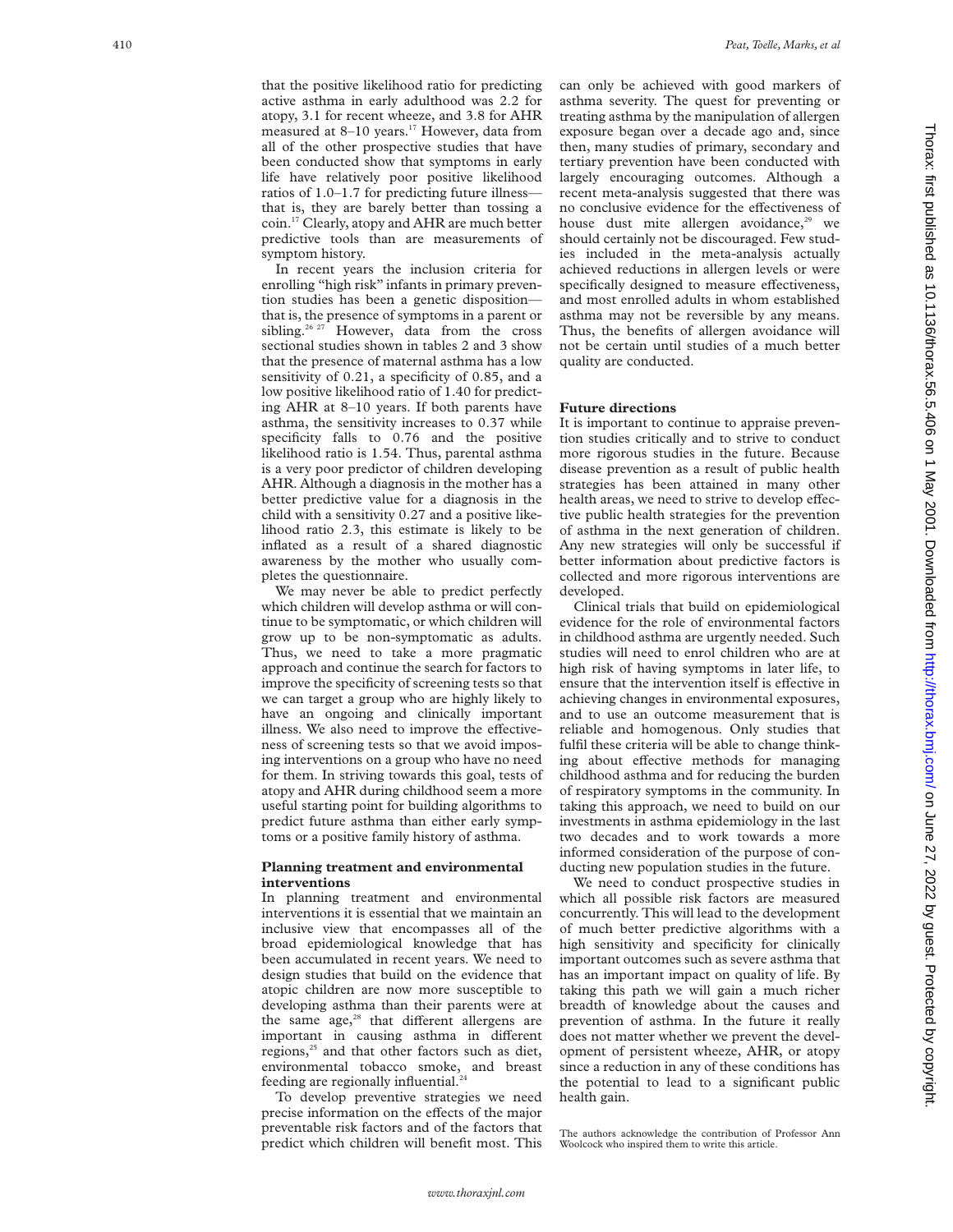that the positive likelihood ratio for predicting active asthma in early adulthood was 2.2 for atopy, 3.1 for recent wheeze, and 3.8 for AHR measured at 8–10 years.[17] However, data from all of the other prospective studies that have been conducted show that symptoms in early life have relatively poor positive likelihood ratios of 1.0–1.7 for predicting future illness—that is, they are barely better than tossing a coin.[17] Clearly, atopy and AHR are much better predictive tools than are measurements of symptom history.

In recent years the inclusion criteria for enrolling "high risk" infants in primary prevention studies has been a genetic disposition—that is, the presence of symptoms in a parent or sibling.[26,27] However, data from the cross sectional studies shown in tables 2 and 3 show that the presence of maternal asthma has a low sensitivity of 0.21, a specificity of 0.85, and a low positive likelihood ratio of 1.40 for predicting AHR at 8–10 years. If both parents have asthma, the sensitivity increases to 0.37 while specificity falls to 0.76 and the positive likelihood ratio is 1.54. Thus, parental asthma is a very poor predictor of children developing AHR. Although a diagnosis in the mother has a better predictive value for a diagnosis in the child with a sensitivity 0.27 and a positive likelihood ratio 2.3, this estimate is likely to be inflated as a result of a shared diagnostic awareness by the mother who usually completes the questionnaire.

We may never be able to predict perfectly which children will develop asthma or will continue to be symptomatic, or which children will grow up to be non-symptomatic as adults. Thus, we need to take a more pragmatic approach and continue the search for factors to improve the specificity of screening tests so that we can target a group who are highly likely to have an ongoing and clinically important illness. We also need to improve the effectiveness of screening tests so that we avoid imposing interventions on a group who have no need for them. In striving towards this goal, tests of atopy and AHR during childhood seem a more useful starting point for building algorithms to predict future asthma than either early symptoms or a positive family history of asthma.

## Planning treatment and environmental interventions

In planning treatment and environmental interventions it is essential that we maintain an inclusive view that encompasses all of the broad epidemiological knowledge that has been accumulated in recent years. We need to design studies that build on the evidence that atopic children are now more susceptible to developing asthma than their parents were at the same age,[28] that different allergens are important in causing asthma in different regions,[25] and that other factors such as diet, environmental tobacco smoke, and breast feeding are regionally influential.[24]

To develop preventive strategies we need precise information on the effects of the major preventable risk factors and of the factors that predict which children will benefit most. This can only be achieved with good markers of asthma severity. The quest for preventing or treating asthma by the manipulation of allergen exposure began over a decade ago and, since then, many studies of primary, secondary and tertiary prevention have been conducted with largely encouraging outcomes. Although a recent meta-analysis suggested that there was no conclusive evidence for the effectiveness of house dust mite allergen avoidance,[29] we should certainly not be discouraged. Few studies included in the meta-analysis actually achieved reductions in allergen levels or were specifically designed to measure effectiveness, and most enrolled adults in whom established asthma may not be reversible by any means. Thus, the benefits of allergen avoidance will not be certain until studies of a much better quality are conducted.

## Future directions

It is important to continue to appraise prevention studies critically and to strive to conduct more rigorous studies in the future. Because disease prevention as a result of public health strategies has been attained in many other health areas, we need to strive to develop effective public health strategies for the prevention of asthma in the next generation of children. Any new strategies will only be successful if better information about predictive factors is collected and more rigorous interventions are developed.

Clinical trials that build on epidemiological evidence for the role of environmental factors in childhood asthma are urgently needed. Such studies will need to enrol children who are at high risk of having symptoms in later life, to ensure that the intervention itself is effective in achieving changes in environmental exposures, and to use an outcome measurement that is reliable and homogenous. Only studies that fulfil these criteria will be able to change thinking about effective methods for managing childhood asthma and for reducing the burden of respiratory symptoms in the community. In taking this approach, we need to build on our investments in asthma epidemiology in the last two decades and to work towards a more informed consideration of the purpose of conducting new population studies in the future.

We need to conduct prospective studies in which all possible risk factors are measured concurrently. This will lead to the development of much better predictive algorithms with a high sensitivity and specificity for clinically important outcomes such as severe asthma that has an important impact on quality of life. By taking this path we will gain a much richer breadth of knowledge about the causes and prevention of asthma. In the future it really does not matter whether we prevent the development of persistent wheeze, AHR, or atopy since a reduction in any of these conditions has the potential to lead to a significant public health gain.

The authors acknowledge the contribution of Professor Ann Woolcock who inspired them to write this article.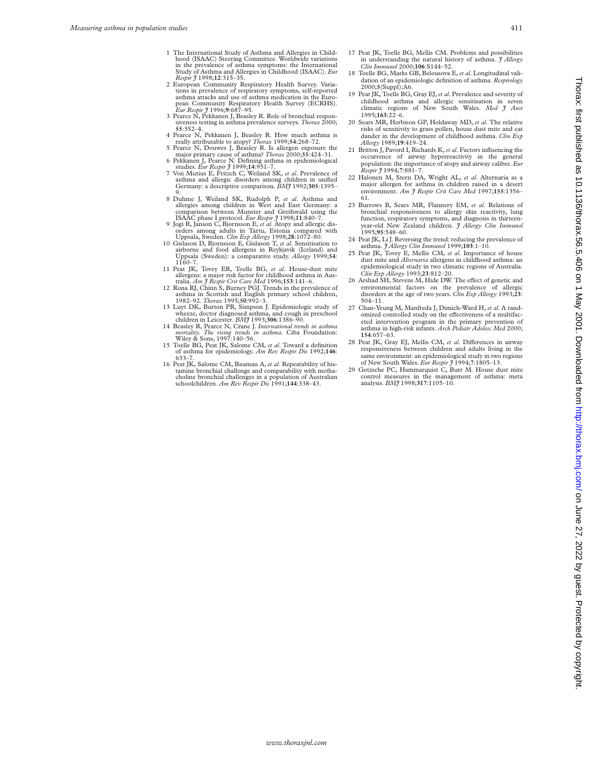1 The International Study of Asthma and Allergies in Childhood (ISAAC) Steering Committee. Worldwide variations in the prevalence of asthma symptoms: the International Study of Asthma and Allergies in Childhood (ISAAC). *Eur Respir J* 1998;**12**:315–35.

2 European Community Respiratory Health Survey. Variations in prevalence of respiratory symptoms, self-reported asthma attacks and use of asthma medication in the European Community Respiratory Health Survey (ECRHS). *Eur Respir J* 1996;**9**:687–95.

3 Pearce N, Pekkanen J, Beasley R. Role of bronchial responsiveness testing in asthma prevalence surveys. *Thorax* 2000; **55**:352–4.

4 Pearce N, Pekkanen J, Beasley R. How much asthma is really attributable to atopy? *Thorax* 1999;**54**:268–72.

5 Pearce N, Douwes J, Beasley R. Is allergen exposure the major primary cause of asthma? *Thorax* 2000;**55**:424–31.

6 Pekkanen J, Pearce N. Defining asthma in epidemiological studies. *Eur Respir J* 1999;**14**:951–7.

7 Von Mutius E, Fritzch C, Weiland SK, *et al*. Prevalence of asthma and allergic disorders among children in unified Germany: a descriptive comparison. *BMJ* 1992;**305**:1395–9.

8 Duhme J, Weiland SK, Rudolph P, *et al*. Asthma and allergies among children in West and East Germany: a comparison between Munster and Greifswald using the ISAAC phase I protocol. *Eur Respir J* 1998;**11**:840–7.

9 Jogi R, Janson C, Bjornsson E, *et al*. Atopy and allergic disorders among adults in Tartu, Estonia compared with Uppsala, Sweden. *Clin Exp Allergy* 1998;**28**:1072–80.

10 Gislason D, Bjornsson E, Gislason T, *et al*. Sensitisation to airborne and food allergens in Reykjavik (Iceland) and Uppsala (Sweden): a comparative study. *Allergy* 1999;**54**: 1160–7.

11 Peat JK, Tovey ER, Toelle BG, *et al*. House-dust mite allergens: a major risk factor for childhood asthma in Australia. *Am J Respir Crit Care Med* 1996;**153**:141–6.

12 Rona RJ, Chinn S, Burney PGJ. Trends in the prevalence of asthma in Scottish and English primary school children, 1982–92. *Thorax* 1995;**50**:992–3.

13 Luyt DK, Burton PR, Simpson J. Epidemiologic study of wheeze, doctor diagnosed asthma, and cough in preschool children in Leicester. *BMJ* 1993;**306**:1386–90.

14 Beasley R, Pearce N, Crane J. *International trends in asthma mortality. The rising trends in asthma*. Ciba Foundation: Wiley & Sons, 1997:140–56.

15 Toelle BG, Peat JK, Salome CM, *et al*. Toward a definition of asthma for epidemiology. *Am Rev Respir Dis* 1992;**146**: 633–7.

16 Peat JK, Salome CM, Bauman A, *et al*. Repeatability of histamine bronchial challenge and comparability with methacholine bronchial challenges in a population of Australian schoolchildren. *Am Rev Respir Dis* 1991;**144**:338–43.

17 Peat JK, Toelle BG, Mellis CM. Problems and possibilities in understanding the natural history of asthma. *J Allergy Clin Immunol* 2000;**106**:S144–52.

18 Toelle BG, Marks GB, Belousova E, *et al*. Longitudinal validation of an epidemiologic definition of asthma. *Respirology* 2000;**5**(Suppl):A6.

19 Peat JK, Toelle BG, Gray EJ, *et al*. Prevalence and severity of childhood asthma and allergic sensitisation in seven climatic regions of New South Wales. *Med J Aust* 1995;**163**:22–6.

20 Sears MR, Herbison GP, Holdaway MD, *et al*. The relative risks of sensitivity to grass pollen, house dust mite and cat dander in the development of childhood asthma. *Clin Exp Allergy* 1989;**19**:419–24.

21 Britton J, Pavord I, Richards K, *et al*. Factors influencing the occurrence of airway hyperreactivity in the general population: the importance of atopy and airway calibre. *Eur Respir J* 1994;**7**:881–7.

22 Halonen M, Stern DA, Wright AL, *et al*. Alternaria as a major allergen for asthma in children raised in a desert environment. *Am J Respir Crit Care Med* 1997;**155**:1356–61.

23 Burrows B, Sears MR, Flannery EM, *et al*. Relations of bronchial responsiveness to allergy skin reactivity, lung function, respiratory symptoms, and diagnosis in thirteen-year-old New Zealand children. *J Allergy Clin Immunol* 1995;**95**:548–60.

24 Peat JK, Li J. Reversing the trend: reducing the prevalence of asthma. *J Allergy Clin Immunol* 1999;**103**:1–10.

25 Peat JK, Tovey E, Mellis CM, *et al*. Importance of house dust mite and *Alternaria* allergens in childhood asthma: an epidemiological study in two climatic regions of Australia. *Clin Exp Allergy* 1993;**23**:812–20.

26 Arshad SH, Stevens M, Hide DW. The effect of genetic and environmental factors on the prevalence of allergic disorders at the age of two years. *Clin Exp Allergy* 1993;**23**: 504–11.

27 Chan-Yeung M, Manfreda J, Dimich-Ward H, *et al*. A randomized controlled study on the effectiveness of a multifaceted intervention program in the primary prevention of asthma in high-risk infants. *Arch Pediatr Adolesc Med* 2000; **154**:657–63.

28 Peat JK, Gray EJ, Mellis CM, *et al*. Differences in airway responsiveness between children and adults living in the same environment: an epidemiological study in two regions of New South Wales. *Eur Respir J* 1994;**7**:1805–13.

29 Gotzsche PC, Hammarquist C, Burr M. House dust mite control measures in the management of asthma: meta analysis. *BMJ* 1998;**317**:1105–10.